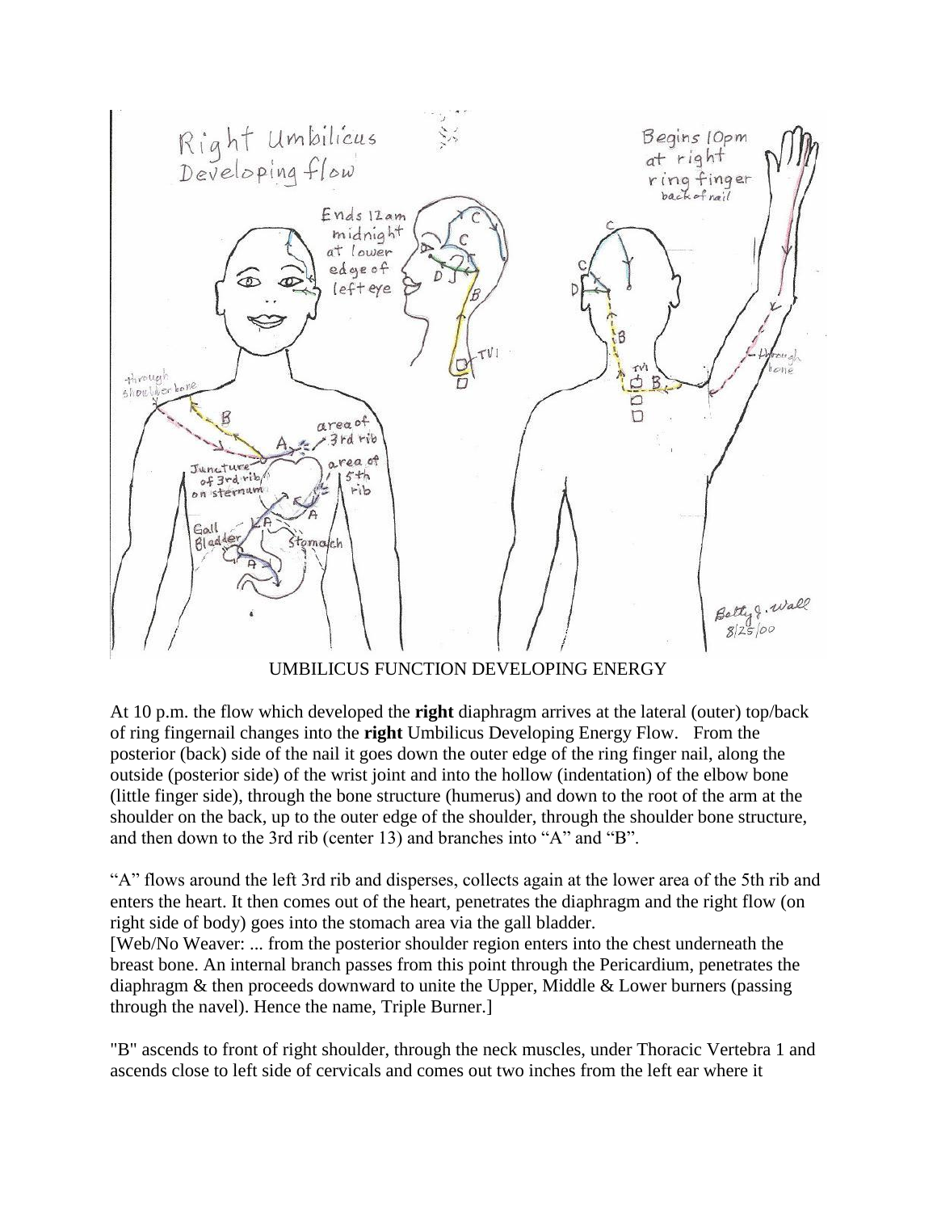UMBILICUS FUNCTION DEVELOPING ENERGY

At 10 p.m. the flow which developed the **right** diaphragm arrives at the lateral (outer) top/back of ring fingernail changes into the **right** Umbilicus Developing Energy Flow. From the posterior (back) side of the nail it goes down the outer edge of the ring finger nail, along the outside (posterior side) of the wrist joint and into the hollow (indentation) of the elbow bone (little finger side), through the bone structure (humerus) and down to the root of the arm at the shoulder on the back, up to the outer edge of the shoulder, through the shoulder bone structure, and then down to the 3rd rib (center 13) and branches into "A" and "B".

"A" flows around the left 3rd rib and disperses, collects again at the lower area of the 5th rib and enters the heart. It then comes out of the heart, penetrates the diaphragm and the right flow (on right side of body) goes into the stomach area via the gall bladder.
[Web/No Weaver: ... from the posterior shoulder region enters into the chest underneath the breast bone. An internal branch passes from this point through the Pericardium, penetrates the diaphragm & then proceeds downward to unite the Upper, Middle & Lower burners (passing through the navel). Hence the name, Triple Burner.]

"B" ascends to front of right shoulder, through the neck muscles, under Thoracic Vertebra 1 and ascends close to left side of cervicals and comes out two inches from the left ear where it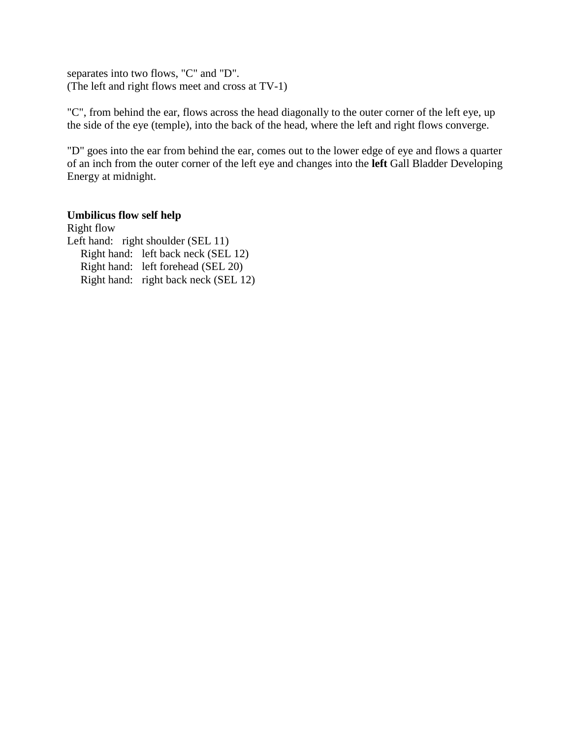separates into two flows, "C" and "D".
(The left and right flows meet and cross at TV-1)

"C", from behind the ear, flows across the head diagonally to the outer corner of the left eye, up the side of the eye (temple), into the back of the head, where the left and right flows converge.

"D" goes into the ear from behind the ear, comes out to the lower edge of eye and flows a quarter of an inch from the outer corner of the left eye and changes into the **left** Gall Bladder Developing Energy at midnight.

**Umbilicus flow self help**
Right flow
Left hand: right shoulder (SEL 11)
    Right hand: left back neck (SEL 12)
    Right hand: left forehead (SEL 20)
    Right hand: right back neck (SEL 12)